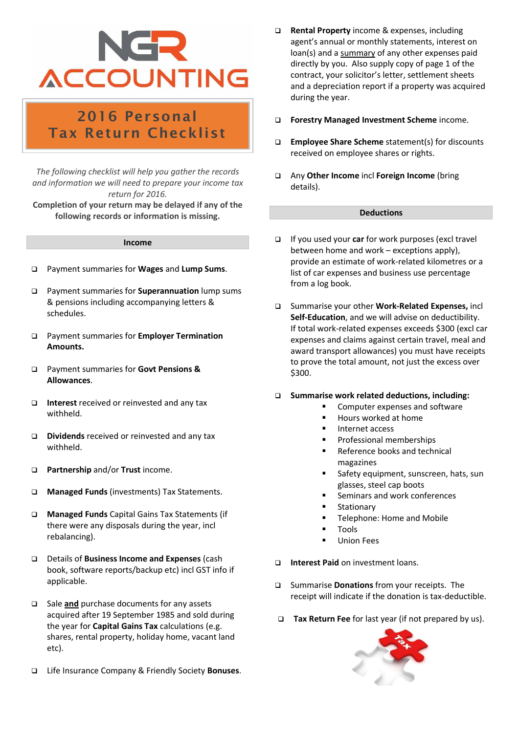# NGR ACCOUNTING

## 2016 Personal Tax Return Checklist

*The following checklist will help you gather the records and information we will need to prepare your income tax return for 2016.*

**Completion of your return may be delayed if any of the following records or information is missing.**

### Income

- ❑ Payment summaries for **Wages** and **Lump Sums**.
- ❑ Payment summaries for **Superannuation** lump sums & pensions including accompanying letters & schedules.
- ❑ Payment summaries for **Employer Termination Amounts.**
- ❑ Payment summaries for **Govt Pensions & Allowances**.
- ❑ **Interest** received or reinvested and any tax withheld.
- ❑ **Dividends** received or reinvested and any tax withheld.
- ❑ **Partnership** and/or **Trust** income.
- ❑ **Managed Funds** (investments) Tax Statements.
- ❑ **Managed Funds** Capital Gains Tax Statements (if there were any disposals during the year, incl rebalancing).
- ❑ Details of **Business Income and Expenses** (cash book, software reports/backup etc) incl GST info if applicable.
- ❑ Sale **and** purchase documents for any assets acquired after 19 September 1985 and sold during the year for **Capital Gains Tax** calculations (e.g. shares, rental property, holiday home, vacant land etc).
- ❑ Life Insurance Company & Friendly Society **Bonuses**.
- ❑ **Rental Property** income & expenses, including agent's annual or monthly statements, interest on loan(s) and a summary of any other expenses paid directly by you. Also supply copy of page 1 of the contract, your solicitor's letter, settlement sheets and a depreciation report if a property was acquired during the year.
- ❑ **Forestry Managed Investment Scheme** income.
- ❑ **Employee Share Scheme** statement(s) for discounts received on employee shares or rights.
- ❑ Any **Other Income** incl **Foreign Income** (bring details).

### Deductions

- ❑ If you used your **car** for work purposes (excl travel between home and work – exceptions apply), provide an estimate of work-related kilometres or a list of car expenses and business use percentage from a log book.
- ❑ Summarise your other **Work-Related Expenses,** incl **Self-Education**, and we will advise on deductibility. If total work-related expenses exceeds $300 (excl car expenses and claims against certain travel, meal and award transport allowances) you must have receipts to prove the total amount, not just the excess over $300.
- ❑ **Summarise work related deductions, including:**
  - Computer expenses and software
  - Hours worked at home
  - Internet access
  - Professional memberships
  - Reference books and technical magazines
  - Safety equipment, sunscreen, hats, sun glasses, steel cap boots
  - Seminars and work conferences
  - Stationary
  - Telephone: Home and Mobile
  - Tools
  - Union Fees
- ❑ **Interest Paid** on investment loans.
- ❑ Summarise **Donations** from your receipts. The receipt will indicate if the donation is tax-deductible.
- ❑ **Tax Return Fee** for last year (if not prepared by us).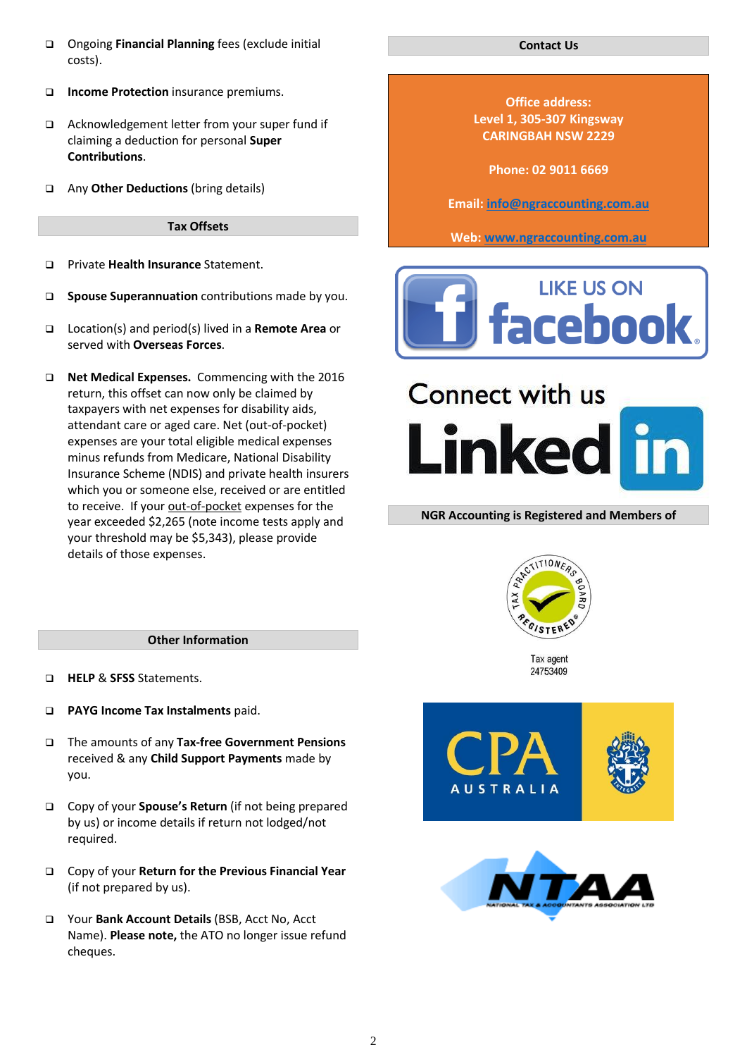- Ongoing **Financial Planning** fees (exclude initial costs).
- **Income Protection** insurance premiums.
- Acknowledgement letter from your super fund if claiming a deduction for personal **Super Contributions**.
- Any **Other Deductions** (bring details)

## Tax Offsets

- Private **Health Insurance** Statement.
- **Spouse Superannuation** contributions made by you.
- Location(s) and period(s) lived in a **Remote Area** or served with **Overseas Forces**.
- **Net Medical Expenses.** Commencing with the 2016 return, this offset can now only be claimed by taxpayers with net expenses for disability aids, attendant care or aged care. Net (out-of-pocket) expenses are your total eligible medical expenses minus refunds from Medicare, National Disability Insurance Scheme (NDIS) and private health insurers which you or someone else, received or are entitled to receive. If your out-of-pocket expenses for the year exceeded $2,265 (note income tests apply and your threshold may be $5,343), please provide details of those expenses.

## Other Information

- **HELP** & **SFSS** Statements.
- **PAYG Income Tax Instalments** paid.
- The amounts of any **Tax-free Government Pensions** received & any **Child Support Payments** made by you.
- Copy of your **Spouse's Return** (if not being prepared by us) or income details if return not lodged/not required.
- Copy of your **Return for the Previous Financial Year** (if not prepared by us).
- Your **Bank Account Details** (BSB, Acct No, Acct Name). **Please note,** the ATO no longer issue refund cheques.

## Contact Us

**Office address:**
**Level 1, 305-307 Kingsway**
**CARINGBAH NSW 2229**

**Phone: 02 9011 6669**

**Email: info@ngraccounting.com.au**

**Web: www.ngraccounting.com.au**

LIKE US ON facebook

Connect with us
LinkedIn

## NGR Accounting is Registered and Members of

TAX PRACTITIONERS BOARD REGISTERED

Tax agent
24753409

CPA AUSTRALIA

NTAA
NATIONAL TAX & ACCOUNTANTS ASSOCIATION LTD